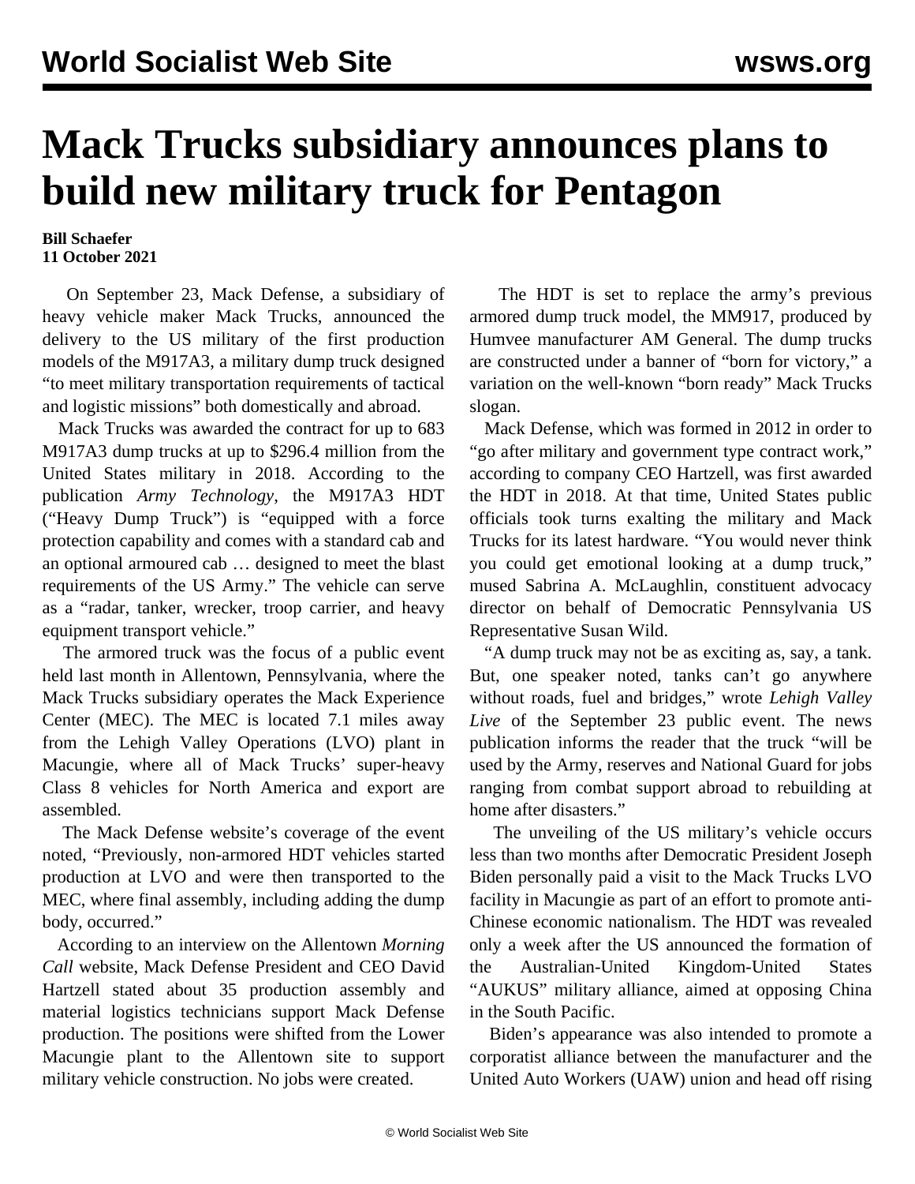# Mack Trucks subsidiary announces plans to build new military truck for Pentagon

**Bill Schaefer**
**11 October 2021**

On September 23, Mack Defense, a subsidiary of heavy vehicle maker Mack Trucks, announced the delivery to the US military of the first production models of the M917A3, a military dump truck designed "to meet military transportation requirements of tactical and logistic missions" both domestically and abroad.

Mack Trucks was awarded the contract for up to 683 M917A3 dump trucks at up to $296.4 million from the United States military in 2018. According to the publication *Army Technology*, the M917A3 HDT ("Heavy Dump Truck") is "equipped with a force protection capability and comes with a standard cab and an optional armoured cab … designed to meet the blast requirements of the US Army." The vehicle can serve as a "radar, tanker, wrecker, troop carrier, and heavy equipment transport vehicle."

The armored truck was the focus of a public event held last month in Allentown, Pennsylvania, where the Mack Trucks subsidiary operates the Mack Experience Center (MEC). The MEC is located 7.1 miles away from the Lehigh Valley Operations (LVO) plant in Macungie, where all of Mack Trucks' super-heavy Class 8 vehicles for North America and export are assembled.

The Mack Defense website's coverage of the event noted, "Previously, non-armored HDT vehicles started production at LVO and were then transported to the MEC, where final assembly, including adding the dump body, occurred."

According to an interview on the Allentown *Morning Call* website, Mack Defense President and CEO David Hartzell stated about 35 production assembly and material logistics technicians support Mack Defense production. The positions were shifted from the Lower Macungie plant to the Allentown site to support military vehicle construction. No jobs were created.

The HDT is set to replace the army's previous armored dump truck model, the MM917, produced by Humvee manufacturer AM General. The dump trucks are constructed under a banner of "born for victory," a variation on the well-known "born ready" Mack Trucks slogan.

Mack Defense, which was formed in 2012 in order to "go after military and government type contract work," according to company CEO Hartzell, was first awarded the HDT in 2018. At that time, United States public officials took turns exalting the military and Mack Trucks for its latest hardware. "You would never think you could get emotional looking at a dump truck," mused Sabrina A. McLaughlin, constituent advocacy director on behalf of Democratic Pennsylvania US Representative Susan Wild.

"A dump truck may not be as exciting as, say, a tank. But, one speaker noted, tanks can't go anywhere without roads, fuel and bridges," wrote *Lehigh Valley Live* of the September 23 public event. The news publication informs the reader that the truck "will be used by the Army, reserves and National Guard for jobs ranging from combat support abroad to rebuilding at home after disasters."

The unveiling of the US military's vehicle occurs less than two months after Democratic President Joseph Biden personally paid a visit to the Mack Trucks LVO facility in Macungie as part of an effort to promote anti-Chinese economic nationalism. The HDT was revealed only a week after the US announced the formation of the Australian-United Kingdom-United States "AUKUS" military alliance, aimed at opposing China in the South Pacific.

Biden's appearance was also intended to promote a corporatist alliance between the manufacturer and the United Auto Workers (UAW) union and head off rising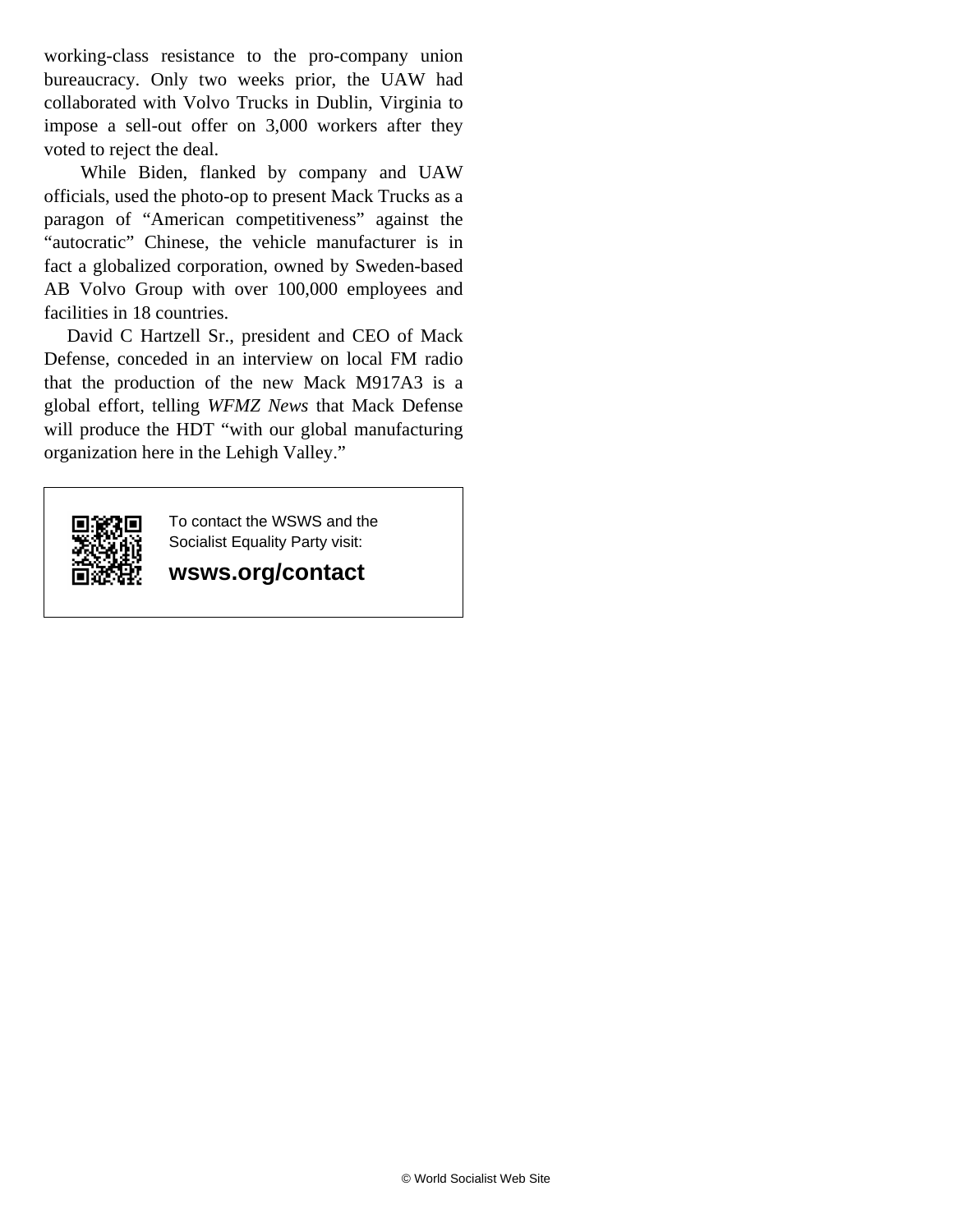working-class resistance to the pro-company union bureaucracy. Only two weeks prior, the UAW had collaborated with Volvo Trucks in Dublin, Virginia to impose a sell-out offer on 3,000 workers after they voted to reject the deal.

While Biden, flanked by company and UAW officials, used the photo-op to present Mack Trucks as a paragon of "American competitiveness" against the "autocratic" Chinese, the vehicle manufacturer is in fact a globalized corporation, owned by Sweden-based AB Volvo Group with over 100,000 employees and facilities in 18 countries.

David C Hartzell Sr., president and CEO of Mack Defense, conceded in an interview on local FM radio that the production of the new Mack M917A3 is a global effort, telling *WFMZ News* that Mack Defense will produce the HDT "with our global manufacturing organization here in the Lehigh Valley."

To contact the WSWS and the Socialist Equality Party visit:

**wsws.org/contact**